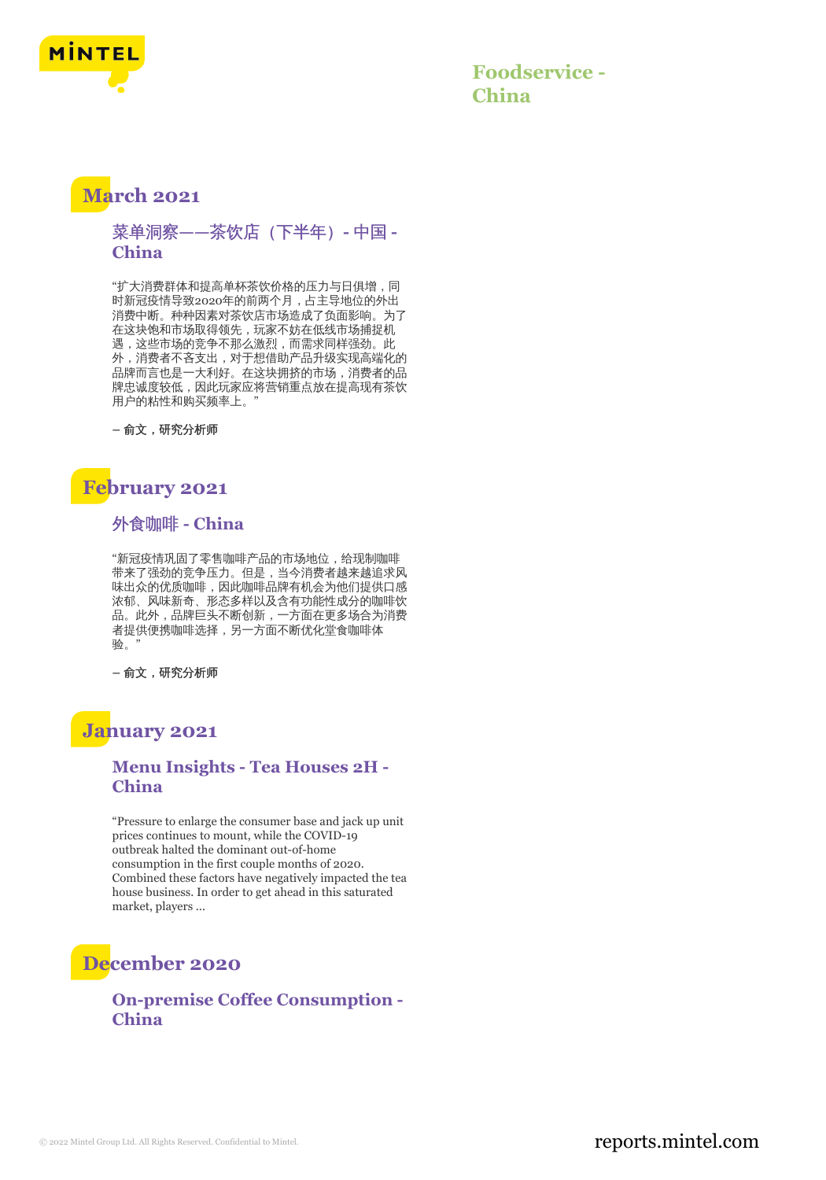# Foodservice - China

## March 2021

### 菜单洞察——茶饮店（下半年）- 中国 - China

"扩大消费群体和提高单杯茶饮价格的压力与日俱增，同时新冠疫情导致2020年的前两个月，占主导地位的外出消费中断。种种因素对茶饮店市场造成了负面影响。为了在这块饱和市场取得领先，玩家不妨在低线市场捕捉机遇，这些市场的竞争不那么激烈，而需求同样强劲。此外，消费者不吝支出，对于想借助产品升级实现高端化的品牌而言也是一大利好。在这块拥挤的市场，消费者的品牌忠诚度较低，因此玩家应将营销重点放在提高现有茶饮用户的粘性和购买频率上。"

**– 俞文，研究分析师**

## February 2021

### 外食咖啡 - China

"新冠疫情巩固了零售咖啡产品的市场地位，给现制咖啡带来了强劲的竞争压力。但是，当今消费者越来越追求风味出众的优质咖啡，因此咖啡品牌有机会为他们提供口感浓郁、风味新奇、形态多样以及含有功能性成分的咖啡饮品。此外，品牌巨头不断创新，一方面在更多场合为消费者提供便携咖啡选择，另一方面不断优化堂食咖啡体验。"

**– 俞文，研究分析师**

## January 2021

### Menu Insights - Tea Houses 2H - China

"Pressure to enlarge the consumer base and jack up unit prices continues to mount, while the COVID-19 outbreak halted the dominant out-of-home consumption in the first couple months of 2020. Combined these factors have negatively impacted the tea house business. In order to get ahead in this saturated market, players ...

## December 2020

### On-premise Coffee Consumption - China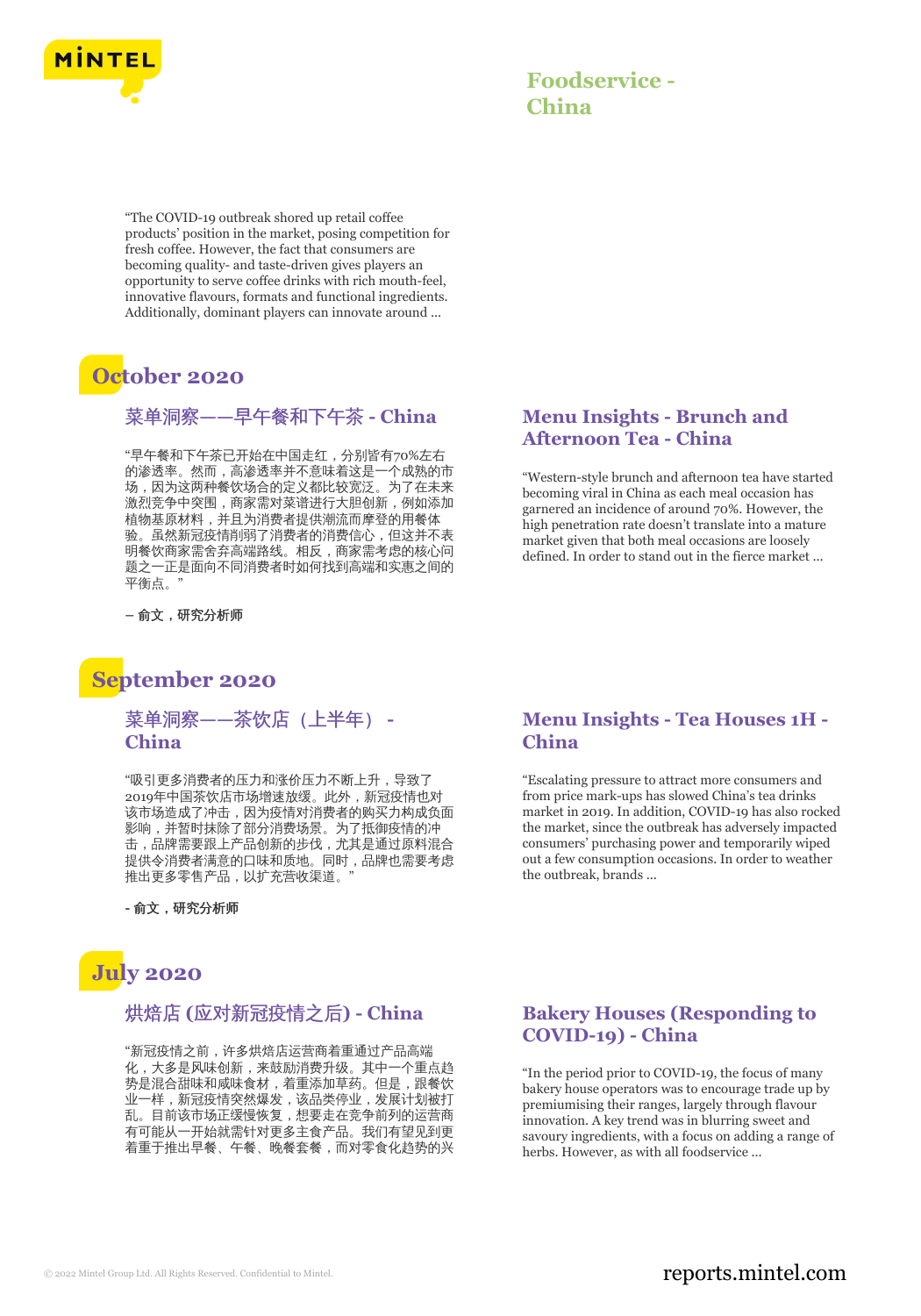"The COVID-19 outbreak shored up retail coffee products' position in the market, posing competition for fresh coffee. However, the fact that consumers are becoming quality- and taste-driven gives players an opportunity to serve coffee drinks with rich mouth-feel, innovative flavours, formats and functional ingredients. Additionally, dominant players can innovate around ...

## October 2020

### 菜单洞察——早午餐和下午茶 - China

"早午餐和下午茶已开始在中国走红，分别皆有70%左右的渗透率。然而，高渗透率并不意味着这是一个成熟的市场，因为这两种餐饮场合的定义都比较宽泛。为了在未来激烈竞争中突围，商家需对菜谱进行大胆创新，例如添加植物基原材料，并且为消费者提供潮流而摩登的用餐体验。虽然新冠疫情削弱了消费者的消费信心，但这并不表明餐饮商家需舍弃高端路线。相反，商家需考虑的核心问题之一正是面向不同消费者时如何找到高端和实惠之间的平衡点。"

**– 俞文，研究分析师**

### Menu Insights - Brunch and Afternoon Tea - China

"Western-style brunch and afternoon tea have started becoming viral in China as each meal occasion has garnered an incidence of around 70%. However, the high penetration rate doesn't translate into a mature market given that both meal occasions are loosely defined. In order to stand out in the fierce market ...

## September 2020

### 菜单洞察——茶饮店（上半年） - China

"吸引更多消费者的压力和涨价压力不断上升，导致了2019年中国茶饮店市场增速放缓。此外，新冠疫情也对该市场造成了冲击，因为疫情对消费者的购买力构成负面影响，并暂时抹除了部分消费场景。为了抵御疫情的冲击，品牌需要跟上产品创新的步伐，尤其是通过原料混合提供令消费者满意的口味和质地。同时，品牌也需要考虑推出更多零售产品，以扩充营收渠道。"

**- 俞文，研究分析师**

### Menu Insights - Tea Houses 1H - China

"Escalating pressure to attract more consumers and from price mark-ups has slowed China's tea drinks market in 2019. In addition, COVID-19 has also rocked the market, since the outbreak has adversely impacted consumers' purchasing power and temporarily wiped out a few consumption occasions. In order to weather the outbreak, brands ...

## July 2020

### 烘焙店 (应对新冠疫情之后) - China

"新冠疫情之前，许多烘焙店运营商着重通过产品高端化，大多是风味创新，来鼓励消费升级。其中一个重点趋势是混合甜味和咸味食材，着重添加草药。但是，跟餐饮业一样，新冠疫情突然爆发，该品类停业，发展计划被打乱。目前该市场正缓慢恢复，想要走在竞争前列的运营商有可能从一开始就需针对更多主食产品。我们有望见到更着重于推出早餐、午餐、晚餐套餐，而对零食化趋势的兴

### Bakery Houses (Responding to COVID-19) - China

"In the period prior to COVID-19, the focus of many bakery house operators was to encourage trade up by premiumising their ranges, largely through flavour innovation. A key trend was in blurring sweet and savoury ingredients, with a focus on adding a range of herbs. However, as with all foodservice ...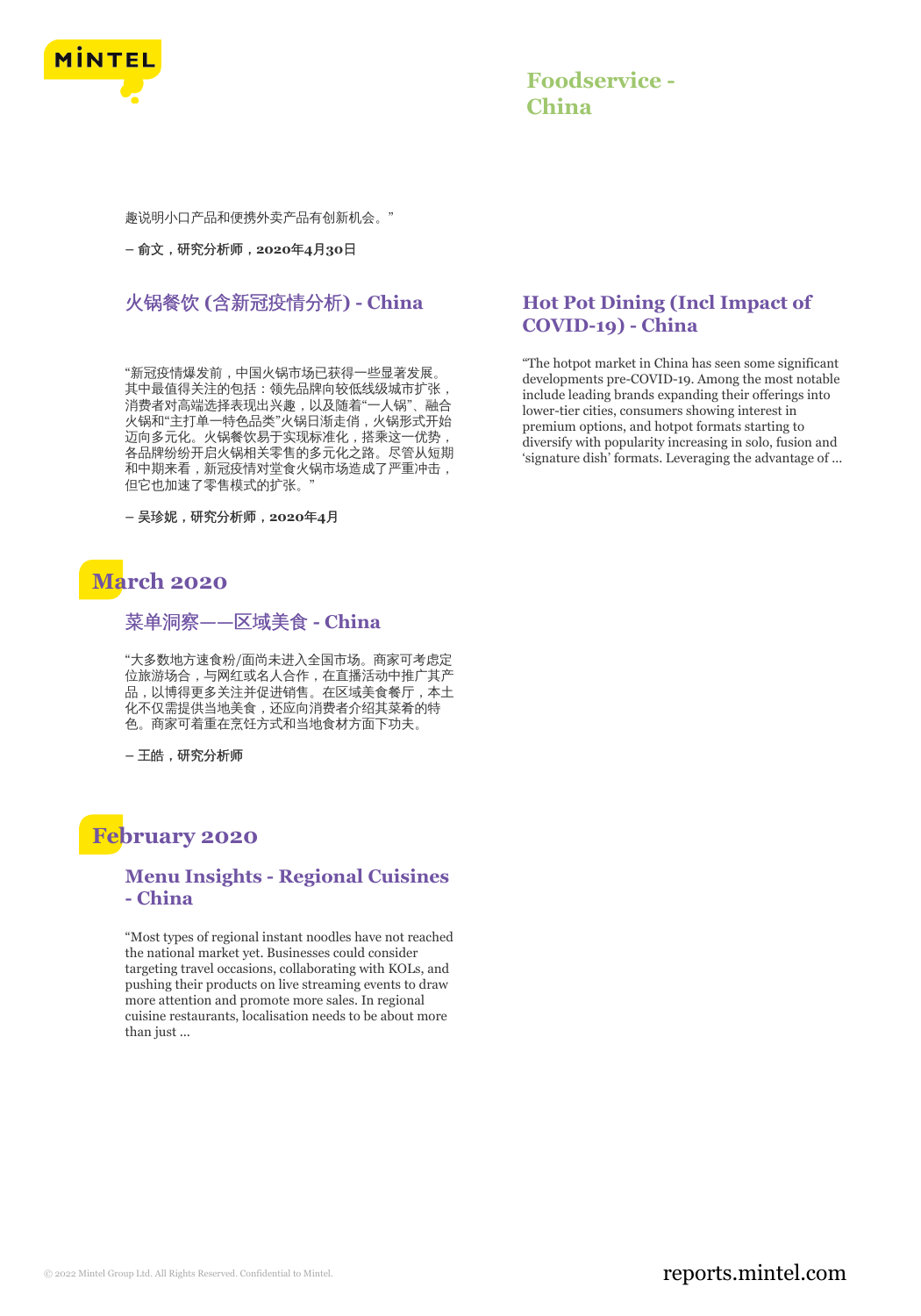趣说明小口产品和便携外卖产品有创新机会。"

**– 俞文，研究分析师，2020年4月30日**

### 火锅餐饮 (含新冠疫情分析) - China

"新冠疫情爆发前，中国火锅市场已获得一些显著发展。其中最值得关注的包括：领先品牌向较低线级城市扩张，消费者对高端选择表现出兴趣，以及随着"一人锅"、融合火锅和"主打单一特色品类"火锅日渐走俏，火锅形式开始迈向多元化。火锅餐饮易于实现标准化，搭乘这一优势，各品牌纷纷开启火锅相关零售的多元化之路。尽管从短期和中期来看，新冠疫情对堂食火锅市场造成了严重冲击，但它也加速了零售模式的扩张。"

**– 吴珍妮，研究分析师，2020年4月**

### Hot Pot Dining (Incl Impact of COVID-19) - China

"The hotpot market in China has seen some significant developments pre-COVID-19. Among the most notable include leading brands expanding their offerings into lower-tier cities, consumers showing interest in premium options, and hotpot formats starting to diversify with popularity increasing in solo, fusion and 'signature dish' formats. Leveraging the advantage of ...

## March 2020

### 菜单洞察——区域美食 - China

"大多数地方速食粉/面尚未进入全国市场。商家可考虑定位旅游场合，与网红或名人合作，在直播活动中推广其产品，以博得更多关注并促进销售。在区域美食餐厅，本土化不仅需提供当地美食，还应向消费者介绍其菜肴的特色。商家可着重在烹饪方式和当地食材方面下功夫。

**– 王皓，研究分析师**

## February 2020

### Menu Insights - Regional Cuisines - China

"Most types of regional instant noodles have not reached the national market yet. Businesses could consider targeting travel occasions, collaborating with KOLs, and pushing their products on live streaming events to draw more attention and promote more sales. In regional cuisine restaurants, localisation needs to be about more than just ...